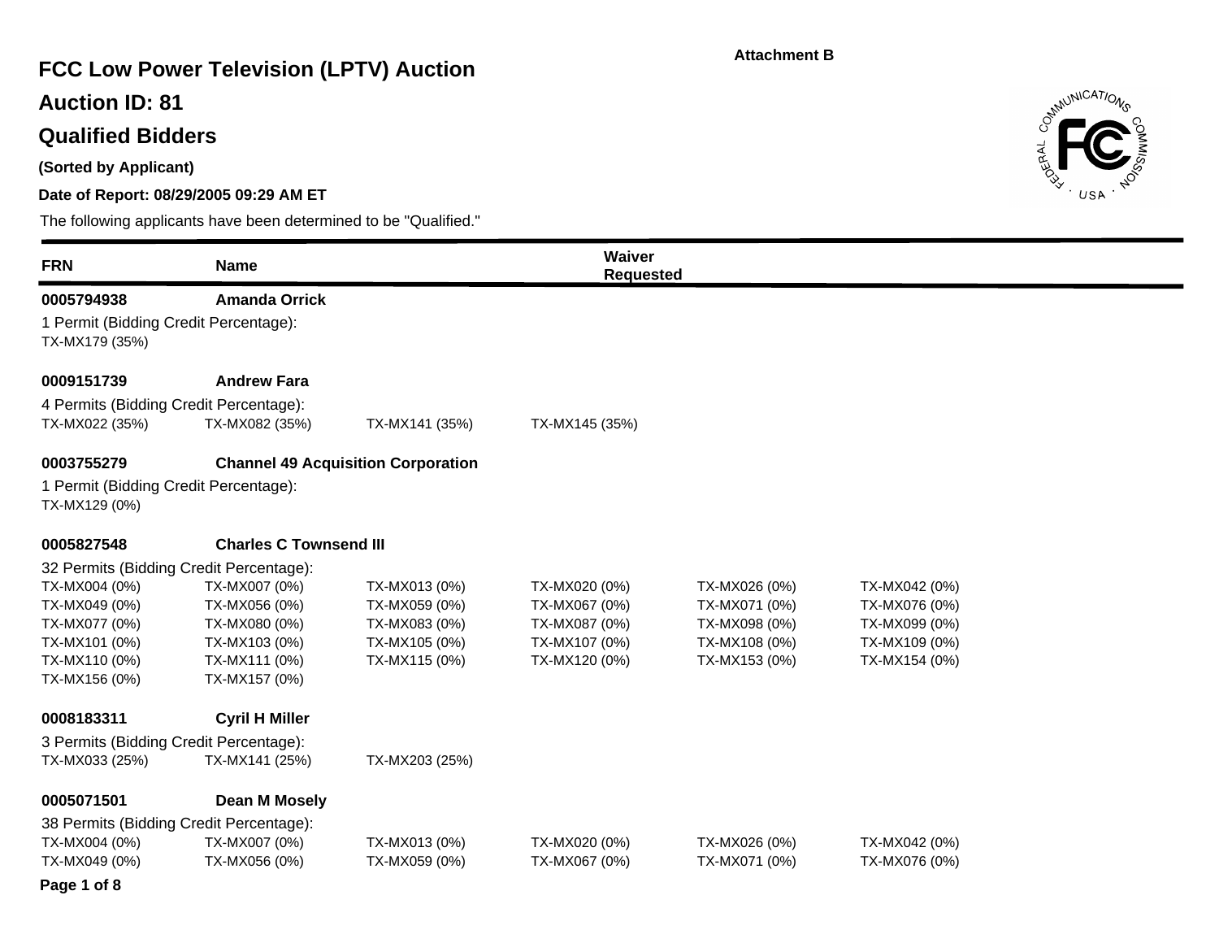Attachment B

# FCC Low Power Television (LPTV) Auction

## Auction ID: 81

## Qualified Bidders

**(Sorted by Applicant)**

**Date of Report: 08/29/2005 09:29 AM ET**

The following applicants have been determined to be "Qualified."

| FRN | Name | Waiver Requested |
|---|---|---|

**0005794938** **Amanda Orrick**

1 Permit (Bidding Credit Percentage):

TX-MX179 (35%)

**0009151739** **Andrew Fara**

4 Permits (Bidding Credit Percentage):

TX-MX022 (35%) TX-MX082 (35%) TX-MX141 (35%) TX-MX145 (35%)

**0003755279** **Channel 49 Acquisition Corporation**

1 Permit (Bidding Credit Percentage):

TX-MX129 (0%)

**0005827548** **Charles C Townsend III**

32 Permits (Bidding Credit Percentage):

| | | | | | |
|---|---|---|---|---|---|
| TX-MX004 (0%) | TX-MX007 (0%) | TX-MX013 (0%) | TX-MX020 (0%) | TX-MX026 (0%) | TX-MX042 (0%) |
| TX-MX049 (0%) | TX-MX056 (0%) | TX-MX059 (0%) | TX-MX067 (0%) | TX-MX071 (0%) | TX-MX076 (0%) |
| TX-MX077 (0%) | TX-MX080 (0%) | TX-MX083 (0%) | TX-MX087 (0%) | TX-MX098 (0%) | TX-MX099 (0%) |
| TX-MX101 (0%) | TX-MX103 (0%) | TX-MX105 (0%) | TX-MX107 (0%) | TX-MX108 (0%) | TX-MX109 (0%) |
| TX-MX110 (0%) | TX-MX111 (0%) | TX-MX115 (0%) | TX-MX120 (0%) | TX-MX153 (0%) | TX-MX154 (0%) |
| TX-MX156 (0%) | TX-MX157 (0%) | | | | |

**0008183311** **Cyril H Miller**

3 Permits (Bidding Credit Percentage):

TX-MX033 (25%) TX-MX141 (25%) TX-MX203 (25%)

**0005071501** **Dean M Mosely**

38 Permits (Bidding Credit Percentage):

| | | | | | |
|---|---|---|---|---|---|
| TX-MX004 (0%) | TX-MX007 (0%) | TX-MX013 (0%) | TX-MX020 (0%) | TX-MX026 (0%) | TX-MX042 (0%) |
| TX-MX049 (0%) | TX-MX056 (0%) | TX-MX059 (0%) | TX-MX067 (0%) | TX-MX071 (0%) | TX-MX076 (0%) |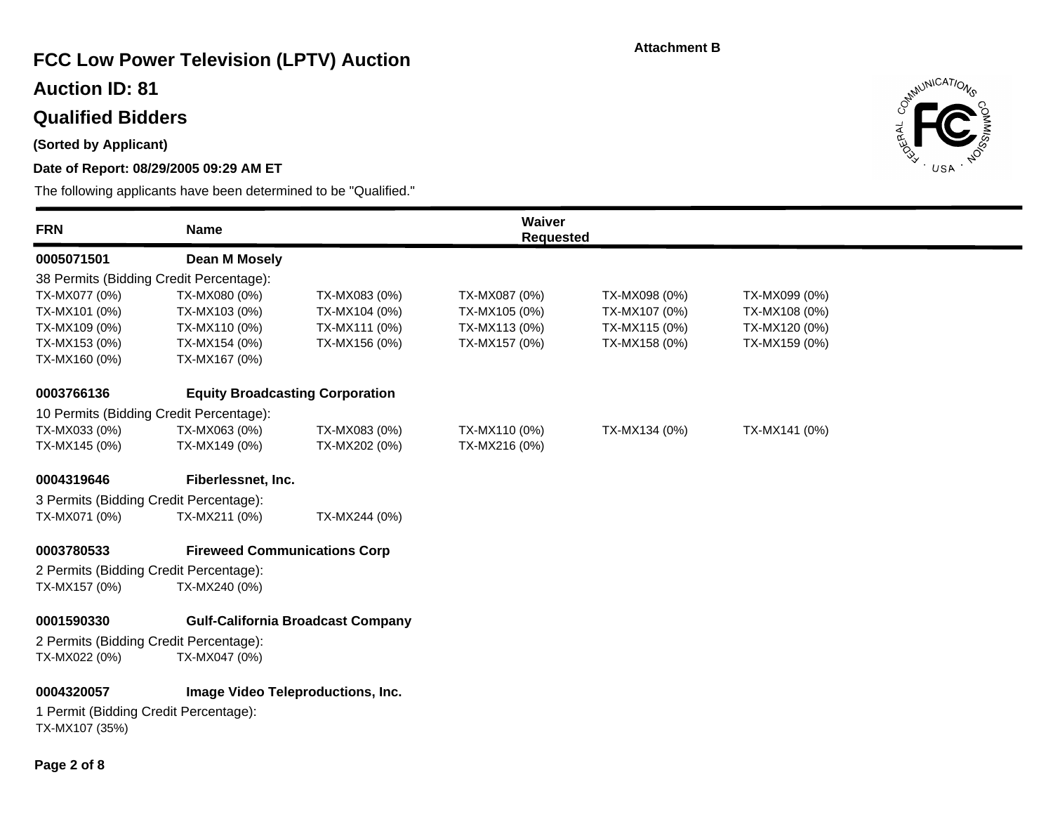Attachment B

# FCC Low Power Television (LPTV) Auction

## Auction ID: 81

## Qualified Bidders

**(Sorted by Applicant)**

**Date of Report: 08/29/2005 09:29 AM ET**

The following applicants have been determined to be "Qualified."

| FRN | Name | Waiver Requested |
|---|---|---|

**0005071501** **Dean M Mosely**

38 Permits (Bidding Credit Percentage):

| | | | | | |
|---|---|---|---|---|---|
| TX-MX077 (0%) | TX-MX080 (0%) | TX-MX083 (0%) | TX-MX087 (0%) | TX-MX098 (0%) | TX-MX099 (0%) |
| TX-MX101 (0%) | TX-MX103 (0%) | TX-MX104 (0%) | TX-MX105 (0%) | TX-MX107 (0%) | TX-MX108 (0%) |
| TX-MX109 (0%) | TX-MX110 (0%) | TX-MX111 (0%) | TX-MX113 (0%) | TX-MX115 (0%) | TX-MX120 (0%) |
| TX-MX153 (0%) | TX-MX154 (0%) | TX-MX156 (0%) | TX-MX157 (0%) | TX-MX158 (0%) | TX-MX159 (0%) |
| TX-MX160 (0%) | TX-MX167 (0%) | | | | |

**0003766136** **Equity Broadcasting Corporation**

10 Permits (Bidding Credit Percentage):

| | | | | | |
|---|---|---|---|---|---|
| TX-MX033 (0%) | TX-MX063 (0%) | TX-MX083 (0%) | TX-MX110 (0%) | TX-MX134 (0%) | TX-MX141 (0%) |
| TX-MX145 (0%) | TX-MX149 (0%) | TX-MX202 (0%) | TX-MX216 (0%) | | |

**0004319646** **Fiberlessnet, Inc.**

3 Permits (Bidding Credit Percentage):

| | | |
|---|---|---|
| TX-MX071 (0%) | TX-MX211 (0%) | TX-MX244 (0%) |

**0003780533** **Fireweed Communications Corp**

2 Permits (Bidding Credit Percentage):

| | |
|---|---|
| TX-MX157 (0%) | TX-MX240 (0%) |

**0001590330** **Gulf-California Broadcast Company**

2 Permits (Bidding Credit Percentage):

| | |
|---|---|
| TX-MX022 (0%) | TX-MX047 (0%) |

**0004320057** **Image Video Teleproductions, Inc.**

1 Permit (Bidding Credit Percentage):

TX-MX107 (35%)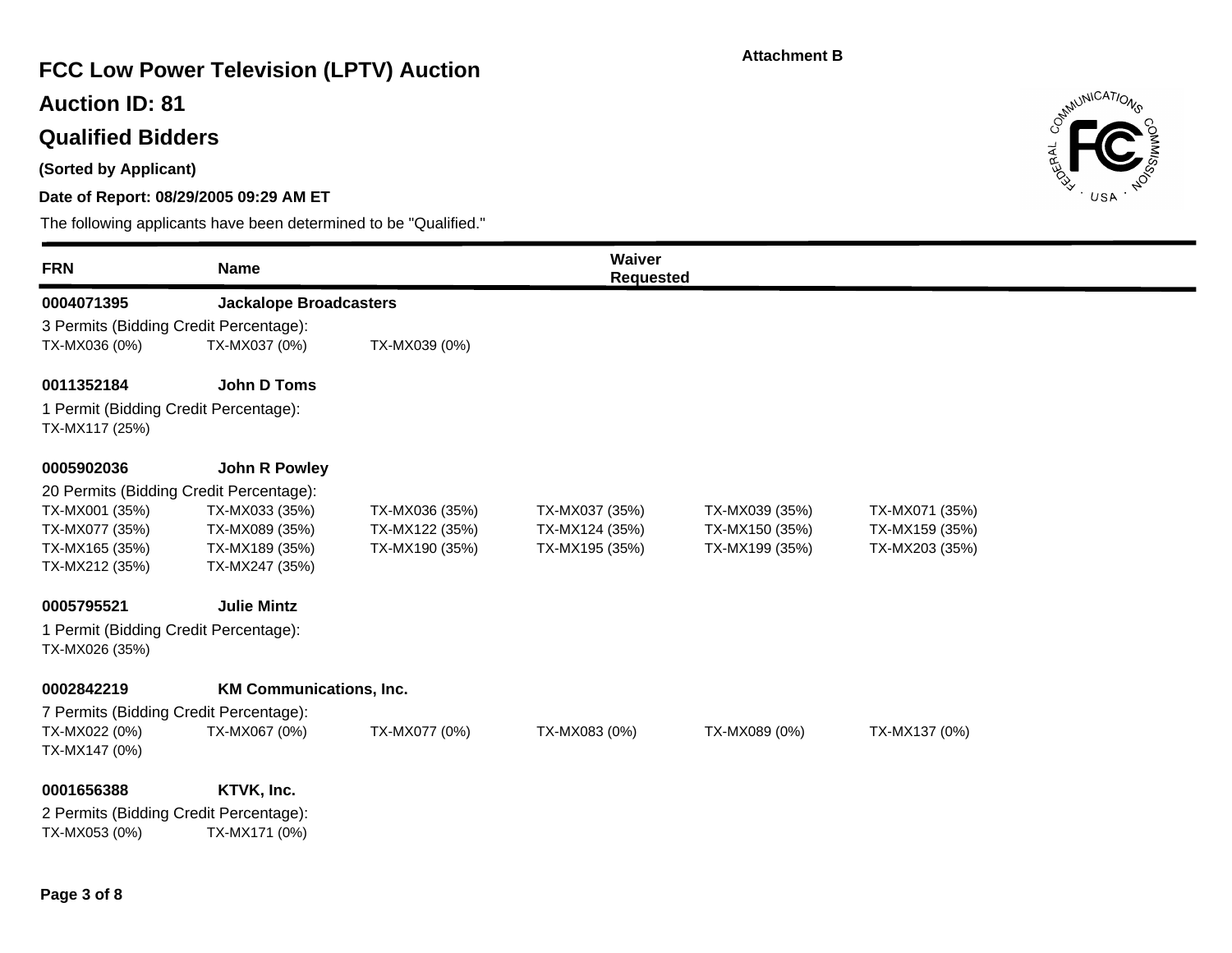Attachment B

# FCC Low Power Television (LPTV) Auction

## Auction ID: 81

## Qualified Bidders

**(Sorted by Applicant)**

**Date of Report: 08/29/2005 09:29 AM ET**

The following applicants have been determined to be "Qualified."

| FRN | Name | Waiver Requested |
|---|---|---|

**0004071395** **Jackalope Broadcasters**

3 Permits (Bidding Credit Percentage):

TX-MX036 (0%) TX-MX037 (0%) TX-MX039 (0%)

**0011352184** **John D Toms**

1 Permit (Bidding Credit Percentage):

TX-MX117 (25%)

**0005902036** **John R Powley**

20 Permits (Bidding Credit Percentage):

TX-MX001 (35%) TX-MX033 (35%) TX-MX036 (35%) TX-MX037 (35%) TX-MX039 (35%) TX-MX071 (35%)
TX-MX077 (35%) TX-MX089 (35%) TX-MX122 (35%) TX-MX124 (35%) TX-MX150 (35%) TX-MX159 (35%)
TX-MX165 (35%) TX-MX189 (35%) TX-MX190 (35%) TX-MX195 (35%) TX-MX199 (35%) TX-MX203 (35%)
TX-MX212 (35%) TX-MX247 (35%)

**0005795521** **Julie Mintz**

1 Permit (Bidding Credit Percentage):

TX-MX026 (35%)

**0002842219** **KM Communications, Inc.**

7 Permits (Bidding Credit Percentage):

TX-MX022 (0%) TX-MX067 (0%) TX-MX077 (0%) TX-MX083 (0%) TX-MX089 (0%) TX-MX137 (0%)
TX-MX147 (0%)

**0001656388** **KTVK, Inc.**

2 Permits (Bidding Credit Percentage):

TX-MX053 (0%) TX-MX171 (0%)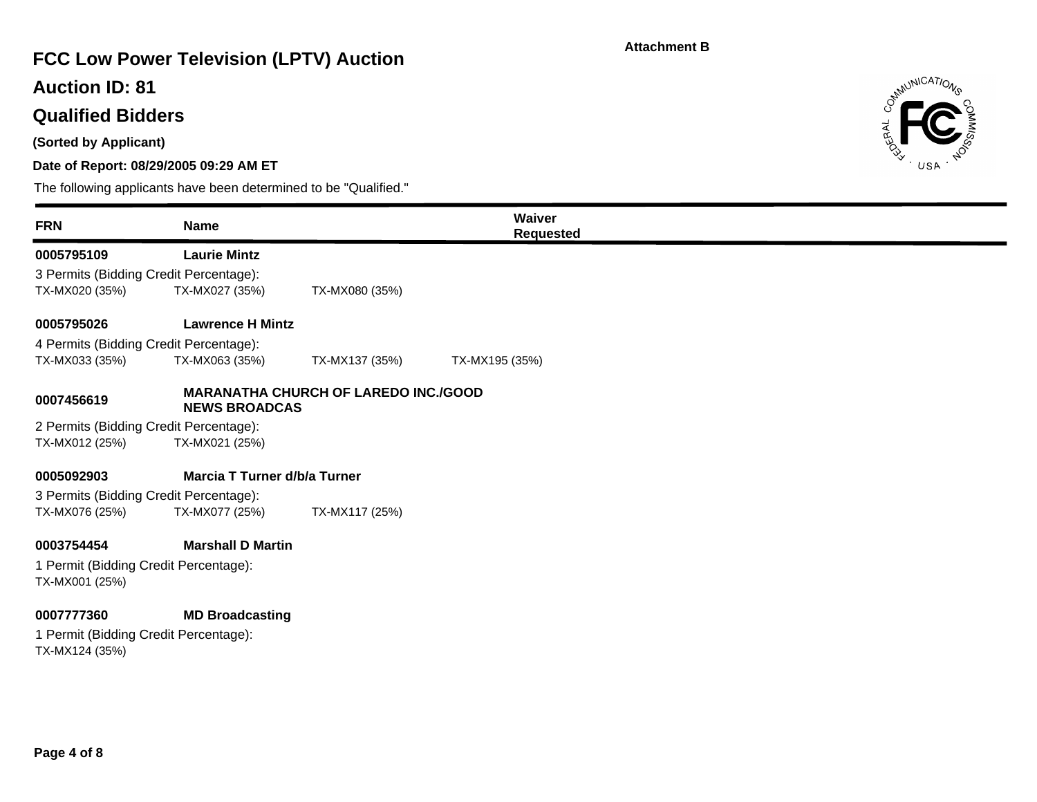Attachment B

# FCC Low Power Television (LPTV) Auction

## Auction ID: 81

## Qualified Bidders

**(Sorted by Applicant)**

**Date of Report: 08/29/2005 09:29 AM ET**

The following applicants have been determined to be "Qualified."

| FRN | Name | Waiver Requested |
|---|---|---|
| **0005795109** | **Laurie Mintz** | |

3 Permits (Bidding Credit Percentage):
TX-MX020 (35%)  TX-MX027 (35%)  TX-MX080 (35%)

| FRN | Name | Waiver Requested |
|---|---|---|
| **0005795026** | **Lawrence H Mintz** | |

4 Permits (Bidding Credit Percentage):
TX-MX033 (35%)  TX-MX063 (35%)  TX-MX137 (35%)  TX-MX195 (35%)

| FRN | Name | Waiver Requested |
|---|---|---|
| **0007456619** | **MARANATHA CHURCH OF LAREDO INC./GOOD NEWS BROADCAS** | |

2 Permits (Bidding Credit Percentage):
TX-MX012 (25%)  TX-MX021 (25%)

| FRN | Name | Waiver Requested |
|---|---|---|
| **0005092903** | **Marcia T Turner d/b/a Turner** | |

3 Permits (Bidding Credit Percentage):
TX-MX076 (25%)  TX-MX077 (25%)  TX-MX117 (25%)

| FRN | Name | Waiver Requested |
|---|---|---|
| **0003754454** | **Marshall D Martin** | |

1 Permit (Bidding Credit Percentage):
TX-MX001 (25%)

| FRN | Name | Waiver Requested |
|---|---|---|
| **0007777360** | **MD Broadcasting** | |

1 Permit (Bidding Credit Percentage):
TX-MX124 (35%)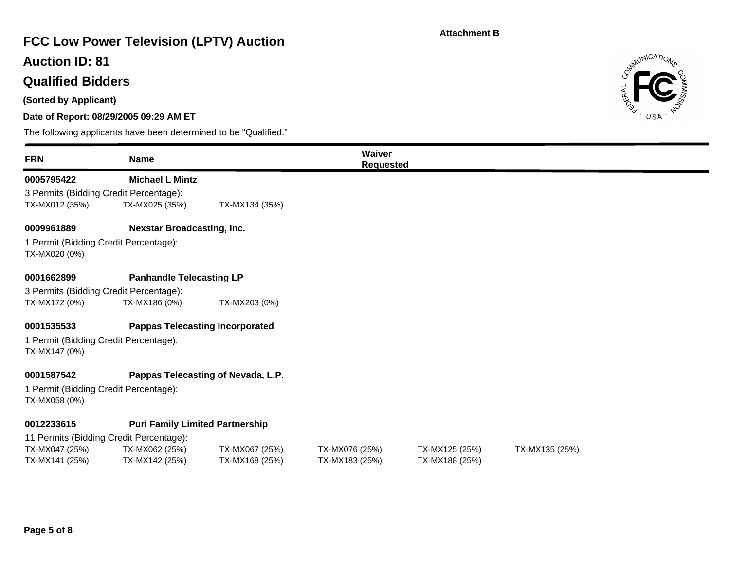Attachment B

# FCC Low Power Television (LPTV) Auction

## Auction ID: 81

## Qualified Bidders

**(Sorted by Applicant)**

**Date of Report: 08/29/2005 09:29 AM ET**

The following applicants have been determined to be "Qualified."

| FRN | Name | Waiver Requested |
|---|---|---|

**0005795422** **Michael L Mintz**

3 Permits (Bidding Credit Percentage):

TX-MX012 (35%) TX-MX025 (35%) TX-MX134 (35%)

**0009961889** **Nexstar Broadcasting, Inc.**

1 Permit (Bidding Credit Percentage):

TX-MX020 (0%)

**0001662899** **Panhandle Telecasting LP**

3 Permits (Bidding Credit Percentage):

TX-MX172 (0%) TX-MX186 (0%) TX-MX203 (0%)

**0001535533** **Pappas Telecasting Incorporated**

1 Permit (Bidding Credit Percentage):

TX-MX147 (0%)

**0001587542** **Pappas Telecasting of Nevada, L.P.**

1 Permit (Bidding Credit Percentage):

TX-MX058 (0%)

**0012233615** **Puri Family Limited Partnership**

11 Permits (Bidding Credit Percentage):

TX-MX047 (25%) TX-MX062 (25%) TX-MX067 (25%) TX-MX076 (25%) TX-MX125 (25%) TX-MX135 (25%)
TX-MX141 (25%) TX-MX142 (25%) TX-MX168 (25%) TX-MX183 (25%) TX-MX188 (25%)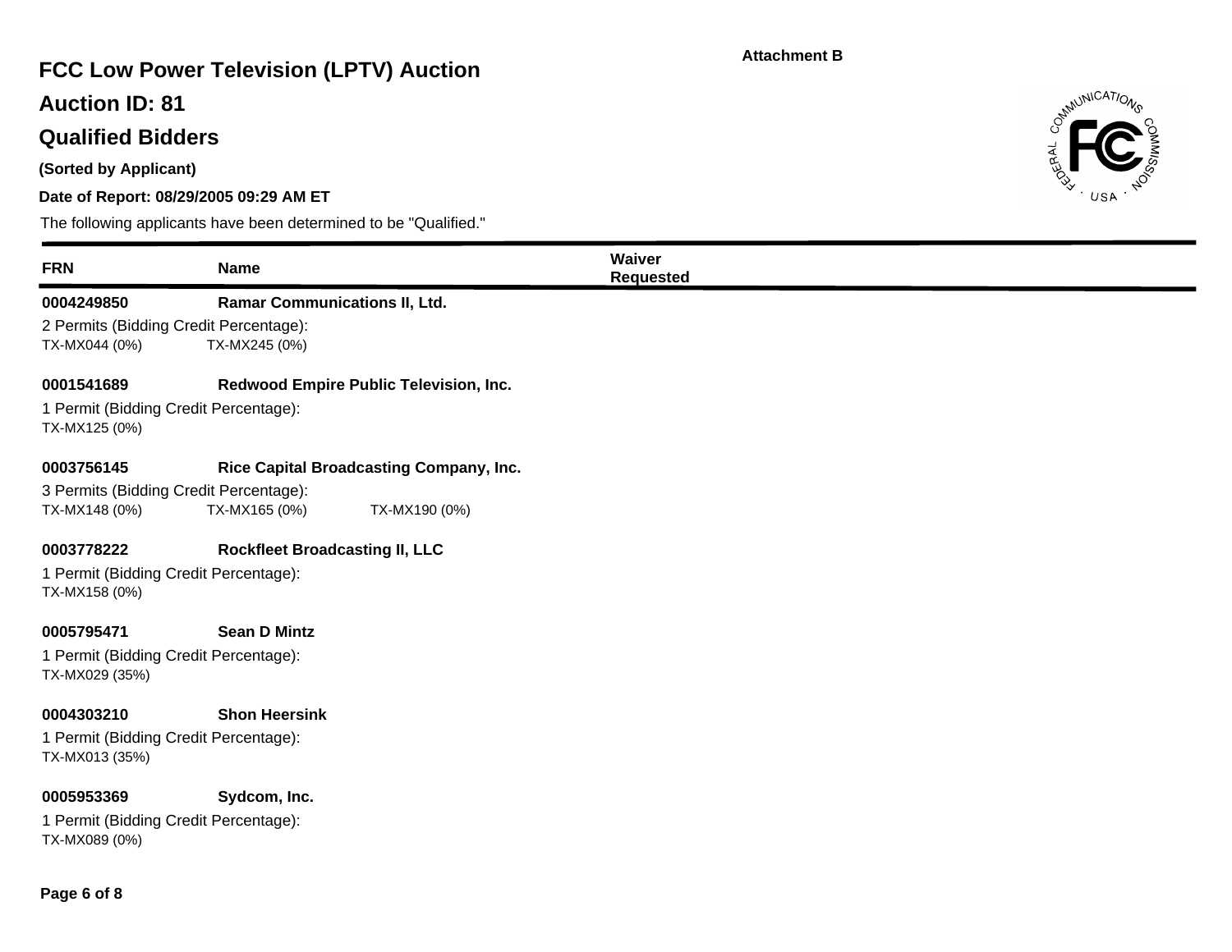Attachment B

# FCC Low Power Television (LPTV) Auction

## Auction ID: 81

## Qualified Bidders

**(Sorted by Applicant)**

**Date of Report: 08/29/2005 09:29 AM ET**

The following applicants have been determined to be "Qualified."

| FRN | Name | Waiver Requested |
|---|---|---|
| **0004249850** | **Ramar Communications II, Ltd.** | |

2 Permits (Bidding Credit Percentage):
TX-MX044 (0%) TX-MX245 (0%)

| | | |
|---|---|---|
| **0001541689** | **Redwood Empire Public Television, Inc.** | |

1 Permit (Bidding Credit Percentage):
TX-MX125 (0%)

| | | |
|---|---|---|
| **0003756145** | **Rice Capital Broadcasting Company, Inc.** | |

3 Permits (Bidding Credit Percentage):
TX-MX148 (0%) TX-MX165 (0%) TX-MX190 (0%)

| | | |
|---|---|---|
| **0003778222** | **Rockfleet Broadcasting II, LLC** | |

1 Permit (Bidding Credit Percentage):
TX-MX158 (0%)

| | | |
|---|---|---|
| **0005795471** | **Sean D Mintz** | |

1 Permit (Bidding Credit Percentage):
TX-MX029 (35%)

| | | |
|---|---|---|
| **0004303210** | **Shon Heersink** | |

1 Permit (Bidding Credit Percentage):
TX-MX013 (35%)

| | | |
|---|---|---|
| **0005953369** | **Sydcom, Inc.** | |

1 Permit (Bidding Credit Percentage):
TX-MX089 (0%)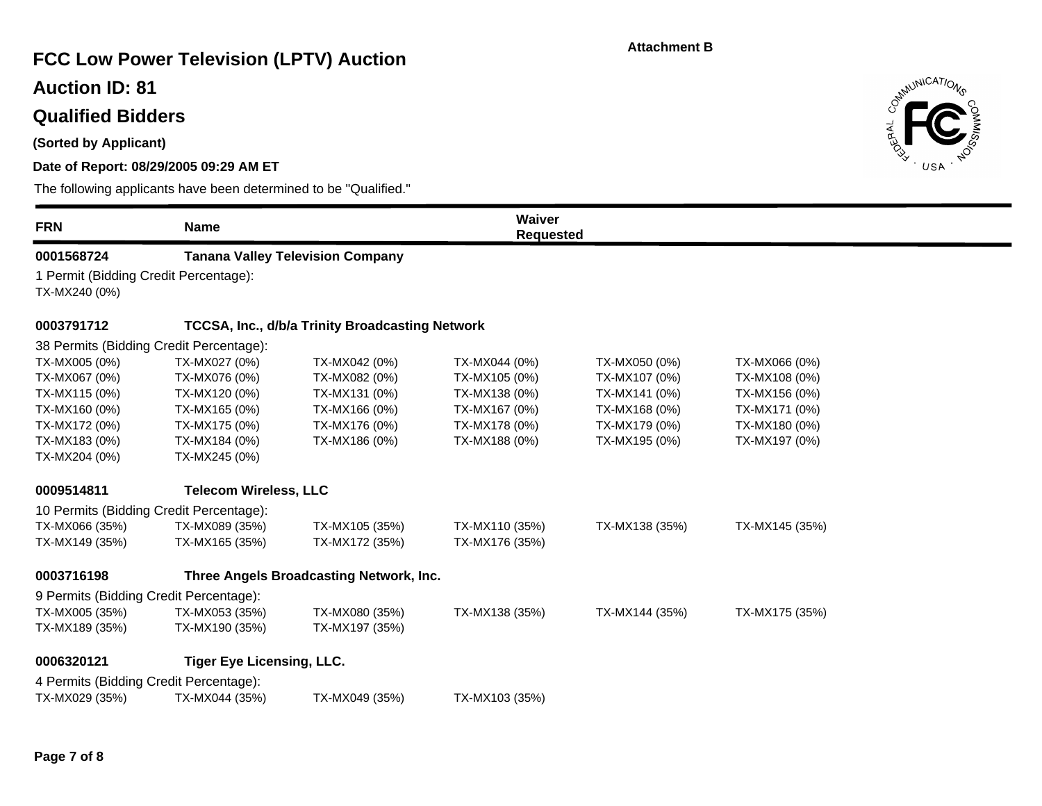Attachment B

# FCC Low Power Television (LPTV) Auction

## Auction ID: 81

## Qualified Bidders

**(Sorted by Applicant)**

**Date of Report: 08/29/2005 09:29 AM ET**

The following applicants have been determined to be "Qualified."

| FRN | Name | Waiver Requested |
|---|---|---|

**0001568724** **Tanana Valley Television Company**

1 Permit (Bidding Credit Percentage):

TX-MX240 (0%)

**0003791712** **TCCSA, Inc., d/b/a Trinity Broadcasting Network**

38 Permits (Bidding Credit Percentage):

| | | | | | |
|---|---|---|---|---|---|
| TX-MX005 (0%) | TX-MX027 (0%) | TX-MX042 (0%) | TX-MX044 (0%) | TX-MX050 (0%) | TX-MX066 (0%) |
| TX-MX067 (0%) | TX-MX076 (0%) | TX-MX082 (0%) | TX-MX105 (0%) | TX-MX107 (0%) | TX-MX108 (0%) |
| TX-MX115 (0%) | TX-MX120 (0%) | TX-MX131 (0%) | TX-MX138 (0%) | TX-MX141 (0%) | TX-MX156 (0%) |
| TX-MX160 (0%) | TX-MX165 (0%) | TX-MX166 (0%) | TX-MX167 (0%) | TX-MX168 (0%) | TX-MX171 (0%) |
| TX-MX172 (0%) | TX-MX175 (0%) | TX-MX176 (0%) | TX-MX178 (0%) | TX-MX179 (0%) | TX-MX180 (0%) |
| TX-MX183 (0%) | TX-MX184 (0%) | TX-MX186 (0%) | TX-MX188 (0%) | TX-MX195 (0%) | TX-MX197 (0%) |
| TX-MX204 (0%) | TX-MX245 (0%) | | | | |

**0009514811** **Telecom Wireless, LLC**

10 Permits (Bidding Credit Percentage):

| | | | | | |
|---|---|---|---|---|---|
| TX-MX066 (35%) | TX-MX089 (35%) | TX-MX105 (35%) | TX-MX110 (35%) | TX-MX138 (35%) | TX-MX145 (35%) |
| TX-MX149 (35%) | TX-MX165 (35%) | TX-MX172 (35%) | TX-MX176 (35%) | | |

**0003716198** **Three Angels Broadcasting Network, Inc.**

9 Permits (Bidding Credit Percentage):

| | | | | | |
|---|---|---|---|---|---|
| TX-MX005 (35%) | TX-MX053 (35%) | TX-MX080 (35%) | TX-MX138 (35%) | TX-MX144 (35%) | TX-MX175 (35%) |
| TX-MX189 (35%) | TX-MX190 (35%) | TX-MX197 (35%) | | | |

**0006320121** **Tiger Eye Licensing, LLC.**

4 Permits (Bidding Credit Percentage):

| | | | |
|---|---|---|---|
| TX-MX029 (35%) | TX-MX044 (35%) | TX-MX049 (35%) | TX-MX103 (35%) |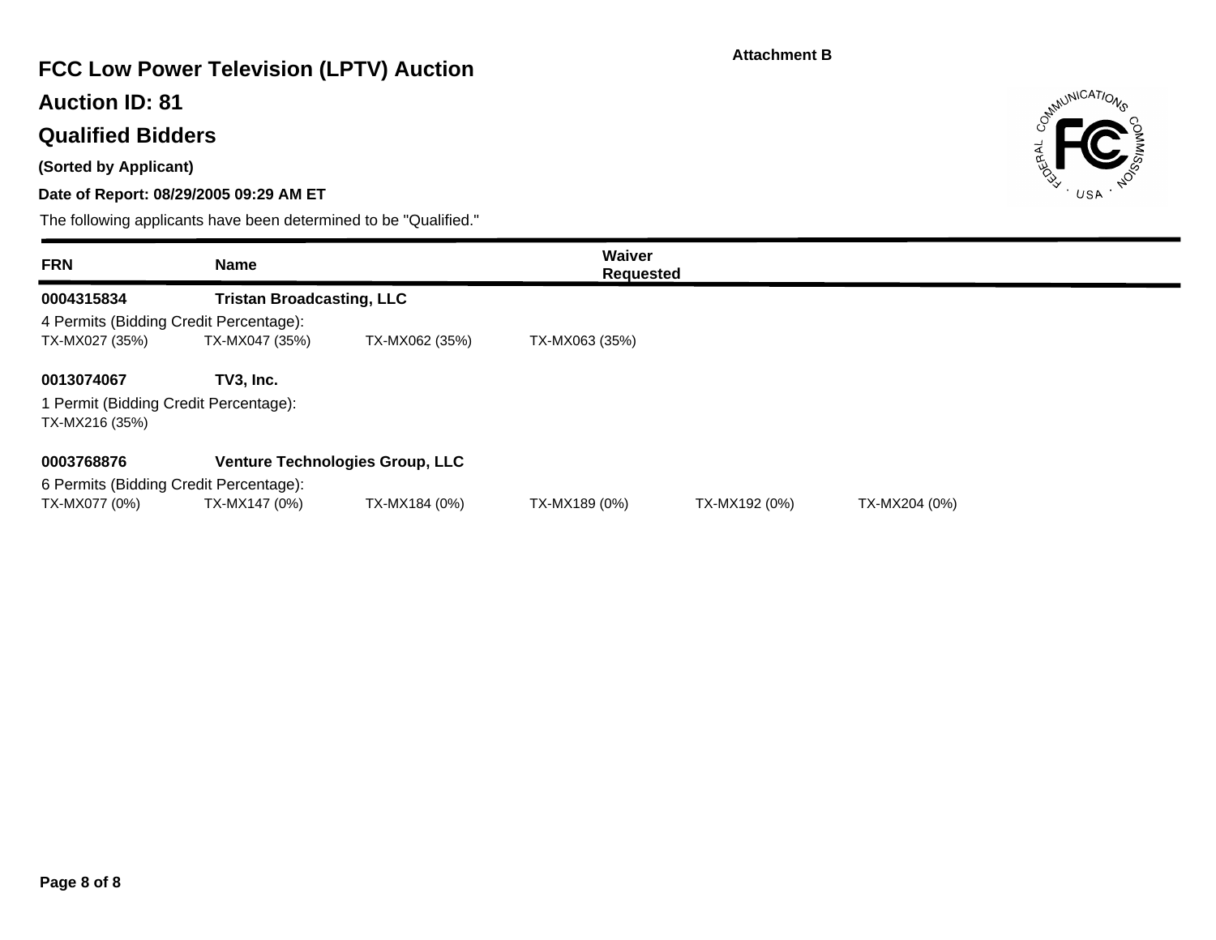Attachment B

# FCC Low Power Television (LPTV) Auction

## Auction ID: 81

## Qualified Bidders

**(Sorted by Applicant)**

**Date of Report: 08/29/2005 09:29 AM ET**

The following applicants have been determined to be "Qualified."

| FRN | Name | Waiver Requested |
|---|---|---|
| **0004315834** | **Tristan Broadcasting, LLC** | |

4 Permits (Bidding Credit Percentage):

TX-MX027 (35%) TX-MX047 (35%) TX-MX062 (35%) TX-MX063 (35%)

| FRN | Name | Waiver Requested |
|---|---|---|
| **0013074067** | **TV3, Inc.** | |

1 Permit (Bidding Credit Percentage):

TX-MX216 (35%)

| FRN | Name | Waiver Requested |
|---|---|---|
| **0003768876** | **Venture Technologies Group, LLC** | |

6 Permits (Bidding Credit Percentage):

TX-MX077 (0%) TX-MX147 (0%) TX-MX184 (0%) TX-MX189 (0%) TX-MX192 (0%) TX-MX204 (0%)